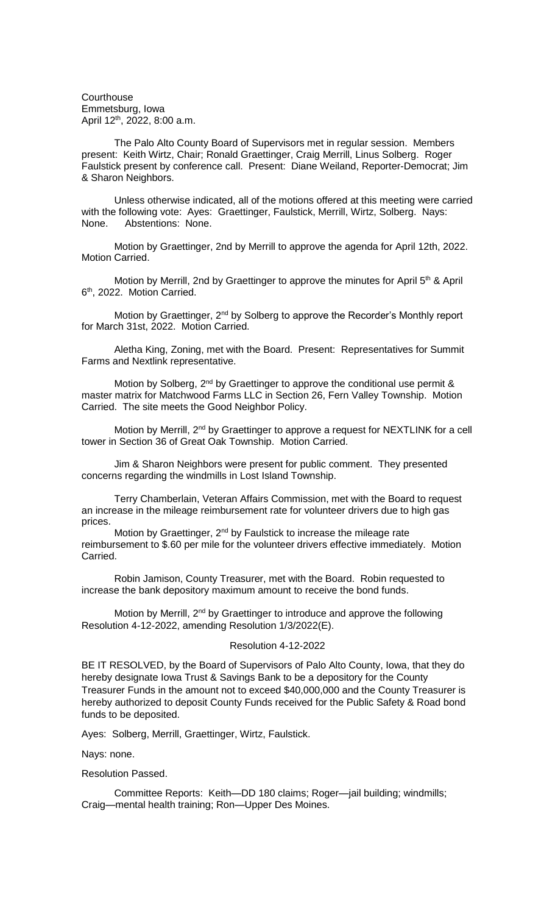Courthouse
Emmetsburg, Iowa
April 12th, 2022, 8:00 a.m.

The Palo Alto County Board of Supervisors met in regular session. Members present: Keith Wirtz, Chair; Ronald Graettinger, Craig Merrill, Linus Solberg. Roger Faulstick present by conference call. Present: Diane Weiland, Reporter-Democrat; Jim & Sharon Neighbors.

Unless otherwise indicated, all of the motions offered at this meeting were carried with the following vote: Ayes: Graettinger, Faulstick, Merrill, Wirtz, Solberg. Nays: None. Abstentions: None.

Motion by Graettinger, 2nd by Merrill to approve the agenda for April 12th, 2022. Motion Carried.

Motion by Merrill, 2nd by Graettinger to approve the minutes for April 5th & April 6th, 2022. Motion Carried.

Motion by Graettinger, 2nd by Solberg to approve the Recorder's Monthly report for March 31st, 2022. Motion Carried.

Aletha King, Zoning, met with the Board. Present: Representatives for Summit Farms and Nextlink representative.

Motion by Solberg, 2nd by Graettinger to approve the conditional use permit & master matrix for Matchwood Farms LLC in Section 26, Fern Valley Township. Motion Carried. The site meets the Good Neighbor Policy.

Motion by Merrill, 2nd by Graettinger to approve a request for NEXTLINK for a cell tower in Section 36 of Great Oak Township. Motion Carried.

Jim & Sharon Neighbors were present for public comment. They presented concerns regarding the windmills in Lost Island Township.

Terry Chamberlain, Veteran Affairs Commission, met with the Board to request an increase in the mileage reimbursement rate for volunteer drivers due to high gas prices.

Motion by Graettinger, 2nd by Faulstick to increase the mileage rate reimbursement to $.60 per mile for the volunteer drivers effective immediately. Motion Carried.

Robin Jamison, County Treasurer, met with the Board. Robin requested to increase the bank depository maximum amount to receive the bond funds.

Motion by Merrill, 2nd by Graettinger to introduce and approve the following Resolution 4-12-2022, amending Resolution 1/3/2022(E).

Resolution 4-12-2022

BE IT RESOLVED, by the Board of Supervisors of Palo Alto County, Iowa, that they do hereby designate Iowa Trust & Savings Bank to be a depository for the County Treasurer Funds in the amount not to exceed $40,000,000 and the County Treasurer is hereby authorized to deposit County Funds received for the Public Safety & Road bond funds to be deposited.

Ayes: Solberg, Merrill, Graettinger, Wirtz, Faulstick.

Nays: none.

Resolution Passed.

Committee Reports: Keith—DD 180 claims; Roger—jail building; windmills; Craig—mental health training; Ron—Upper Des Moines.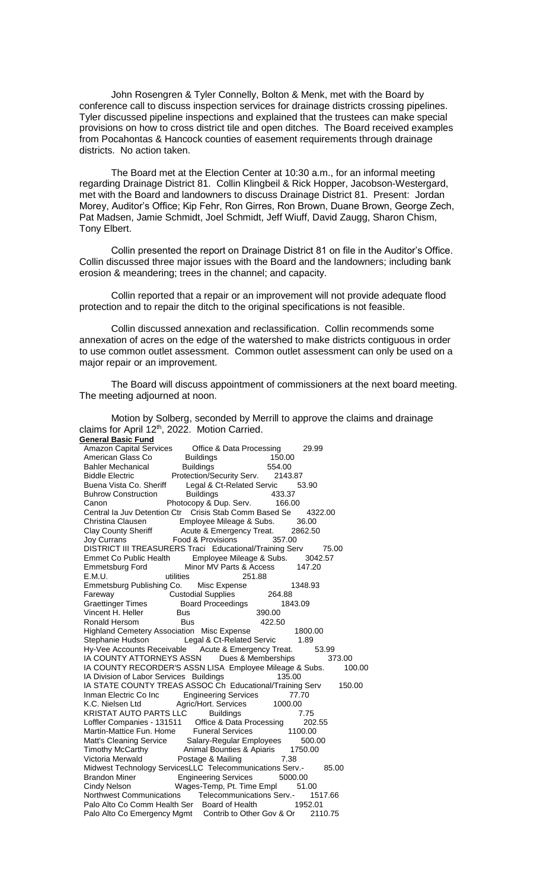John Rosengren & Tyler Connelly, Bolton & Menk, met with the Board by conference call to discuss inspection services for drainage districts crossing pipelines. Tyler discussed pipeline inspections and explained that the trustees can make special provisions on how to cross district tile and open ditches. The Board received examples from Pocahontas & Hancock counties of easement requirements through drainage districts. No action taken.

The Board met at the Election Center at 10:30 a.m., for an informal meeting regarding Drainage District 81. Collin Klingbeil & Rick Hopper, Jacobson-Westergard, met with the Board and landowners to discuss Drainage District 81. Present: Jordan Morey, Auditor's Office; Kip Fehr, Ron Girres, Ron Brown, Duane Brown, George Zech, Pat Madsen, Jamie Schmidt, Joel Schmidt, Jeff Wiuff, David Zaugg, Sharon Chism, Tony Elbert.

Collin presented the report on Drainage District 81 on file in the Auditor's Office. Collin discussed three major issues with the Board and the landowners; including bank erosion & meandering; trees in the channel; and capacity.

Collin reported that a repair or an improvement will not provide adequate flood protection and to repair the ditch to the original specifications is not feasible.

Collin discussed annexation and reclassification. Collin recommends some annexation of acres on the edge of the watershed to make districts contiguous in order to use common outlet assessment. Common outlet assessment can only be used on a major repair or an improvement.

The Board will discuss appointment of commissioners at the next board meeting. The meeting adjourned at noon.

Motion by Solberg, seconded by Merrill to approve the claims and drainage claims for April 12th, 2022. Motion Carried.

**General Basic Fund**

| | | |
|---|---|---|
| Amazon Capital Services | Office & Data Processing | 29.99 |
| American Glass Co | Buildings | 150.00 |
| Bahler Mechanical | Buildings | 554.00 |
| Biddle Electric | Protection/Security Serv. | 2143.87 |
| Buena Vista Co. Sheriff | Legal & Ct-Related Servic | 53.90 |
| Buhrow Construction | Buildings | 433.37 |
| Canon | Photocopy & Dup. Serv. | 166.00 |
| Central Ia Juv Detention Ctr | Crisis Stab Comm Based Se | 4322.00 |
| Christina Clausen | Employee Mileage & Subs. | 36.00 |
| Clay County Sheriff | Acute & Emergency Treat. | 2862.50 |
| Joy Currans | Food & Provisions | 357.00 |
| DISTRICT III TREASURERS Traci | Educational/Training Serv | 75.00 |
| Emmet Co Public Health | Employee Mileage & Subs. | 3042.57 |
| Emmetsburg Ford | Minor MV Parts & Access | 147.20 |
| E.M.U. | utilities | 251.88 |
| Emmetsburg Publishing Co. | Misc Expense | 1348.93 |
| Fareway | Custodial Supplies | 264.88 |
| Graettinger Times | Board Proceedings | 1843.09 |
| Vincent H. Heller | Bus | 390.00 |
| Ronald Hersom | Bus | 422.50 |
| Highland Cemetery Association | Misc Expense | 1800.00 |
| Stephanie Hudson | Legal & Ct-Related Servic | 1.89 |
| Hy-Vee Accounts Receivable | Acute & Emergency Treat. | 53.99 |
| IA COUNTY ATTORNEYS ASSN | Dues & Memberships | 373.00 |
| IA COUNTY RECORDER'S ASSN LISA | Employee Mileage & Subs. | 100.00 |
| IA Division of Labor Services | Buildings | 135.00 |
| IA STATE COUNTY TREAS ASSOC Ch | Educational/Training Serv | 150.00 |
| Inman Electric Co Inc | Engineering Services | 77.70 |
| K.C. Nielsen Ltd | Agric/Hort. Services | 1000.00 |
| KRISTAT AUTO PARTS LLC | Buildings | 7.75 |
| Loffler Companies - 131511 | Office & Data Processing | 202.55 |
| Martin-Mattice Fun. Home | Funeral Services | 1100.00 |
| Matt's Cleaning Service | Salary-Regular Employees | 500.00 |
| Timothy McCarthy | Animal Bounties & Apiaris | 1750.00 |
| Victoria Merwald | Postage & Mailing | 7.38 |
| Midwest Technology ServicesLLC | Telecommunications Serv.- | 85.00 |
| Brandon Miner | Engineering Services | 5000.00 |
| Cindy Nelson | Wages-Temp, Pt. Time Empl | 51.00 |
| Northwest Communications | Telecommunications Serv.- | 1517.66 |
| Palo Alto Co Comm Health Ser | Board of Health | 1952.01 |
| Palo Alto Co Emergency Mgmt | Contrib to Other Gov & Or | 2110.75 |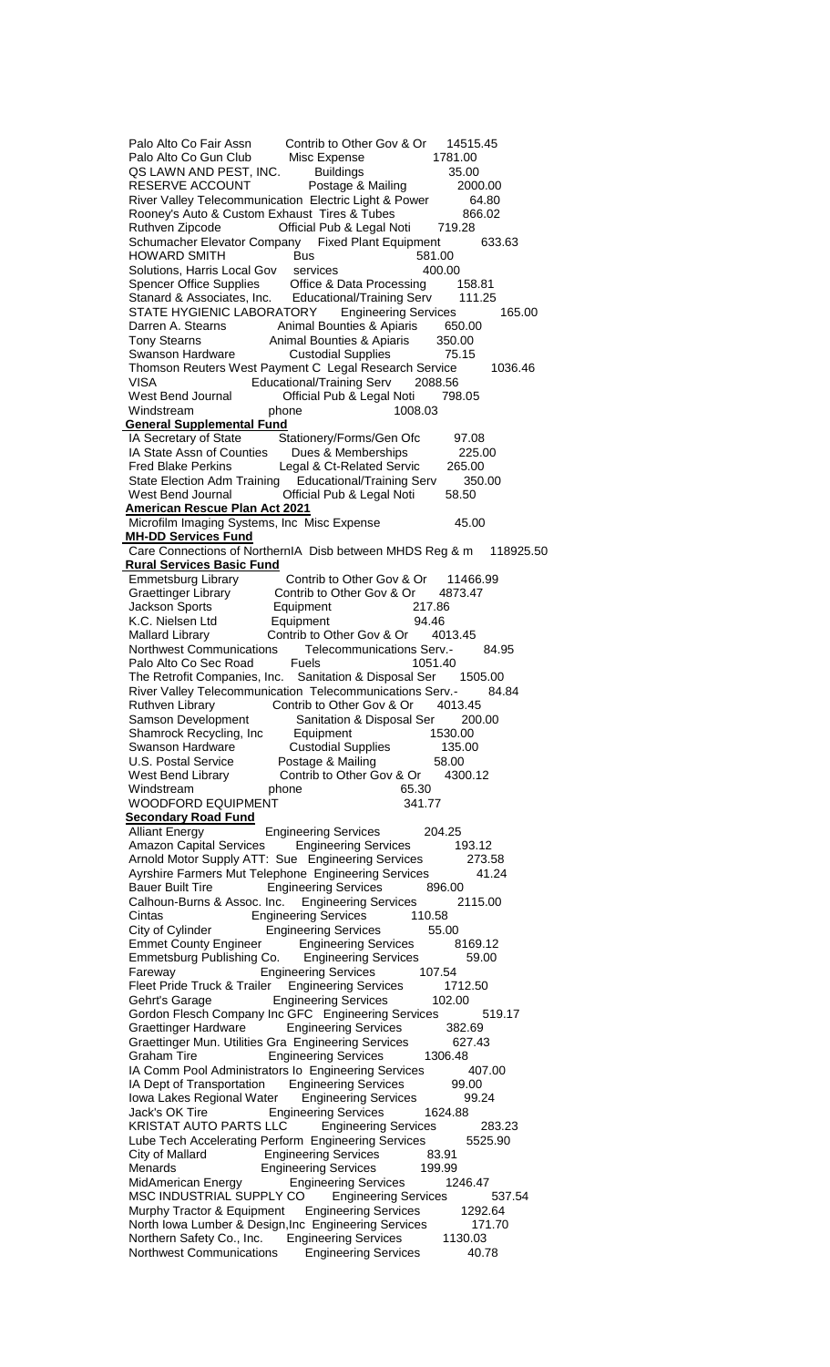| Vendor | Description | Amount |
|---|---|---|
| Palo Alto Co Fair Assn | Contrib to Other Gov & Or | 14515.45 |
| Palo Alto Co Gun Club | Misc Expense | 1781.00 |
| QS LAWN AND PEST, INC. | Buildings | 35.00 |
| RESERVE ACCOUNT | Postage & Mailing | 2000.00 |
| River Valley Telecommunication | Electric Light & Power | 64.80 |
| Rooney's Auto & Custom Exhaust | Tires & Tubes | 866.02 |
| Ruthven Zipcode | Official Pub & Legal Noti | 719.28 |
| Schumacher Elevator Company | Fixed Plant Equipment | 633.63 |
| HOWARD SMITH | Bus | 581.00 |
| Solutions, Harris Local Gov | services | 400.00 |
| Spencer Office Supplies | Office & Data Processing | 158.81 |
| Stanard & Associates, Inc. | Educational/Training Serv | 111.25 |
| STATE HYGIENIC LABORATORY | Engineering Services | 165.00 |
| Darren A. Stearns | Animal Bounties & Apiaris | 650.00 |
| Tony Stearns | Animal Bounties & Apiaris | 350.00 |
| Swanson Hardware | Custodial Supplies | 75.15 |
| Thomson Reuters West Payment C | Legal Research Service | 1036.46 |
| VISA | Educational/Training Serv | 2088.56 |
| West Bend Journal | Official Pub & Legal Noti | 798.05 |
| Windstream | phone | 1008.03 |

**General Supplemental Fund**

| Vendor | Description | Amount |
|---|---|---|
| IA Secretary of State | Stationery/Forms/Gen Ofc | 97.08 |
| IA State Assn of Counties | Dues & Memberships | 225.00 |
| Fred Blake Perkins | Legal & Ct-Related Servic | 265.00 |
| State Election Adm Training | Educational/Training Serv | 350.00 |
| West Bend Journal | Official Pub & Legal Noti | 58.50 |

**American Rescue Plan Act 2021**

| Vendor | Description | Amount |
|---|---|---|
| Microfilm Imaging Systems, Inc | Misc Expense | 45.00 |

**MH-DD Services Fund**

| Vendor | Description | Amount |
|---|---|---|
| Care Connections of NorthernIA | Disb between MHDS Reg & m | 118925.50 |

**Rural Services Basic Fund**

| Vendor | Description | Amount |
|---|---|---|
| Emmetsburg Library | Contrib to Other Gov & Or | 11466.99 |
| Graettinger Library | Contrib to Other Gov & Or | 4873.47 |
| Jackson Sports | Equipment | 217.86 |
| K.C. Nielsen Ltd | Equipment | 94.46 |
| Mallard Library | Contrib to Other Gov & Or | 4013.45 |
| Northwest Communications | Telecommunications Serv.- | 84.95 |
| Palo Alto Co Sec Road | Fuels | 1051.40 |
| The Retrofit Companies, Inc. | Sanitation & Disposal Ser | 1505.00 |
| River Valley Telecommunication | Telecommunications Serv.- | 84.84 |
| Ruthven Library | Contrib to Other Gov & Or | 4013.45 |
| Samson Development | Sanitation & Disposal Ser | 200.00 |
| Shamrock Recycling, Inc | Equipment | 1530.00 |
| Swanson Hardware | Custodial Supplies | 135.00 |
| U.S. Postal Service | Postage & Mailing | 58.00 |
| West Bend Library | Contrib to Other Gov & Or | 4300.12 |
| Windstream | phone | 65.30 |
| WOODFORD EQUIPMENT | | 341.77 |

**Secondary Road Fund**

| Vendor | Description | Amount |
|---|---|---|
| Alliant Energy | Engineering Services | 204.25 |
| Amazon Capital Services | Engineering Services | 193.12 |
| Arnold Motor Supply ATT: Sue | Engineering Services | 273.58 |
| Ayrshire Farmers Mut Telephone | Engineering Services | 41.24 |
| Bauer Built Tire | Engineering Services | 896.00 |
| Calhoun-Burns & Assoc. Inc. | Engineering Services | 2115.00 |
| Cintas | Engineering Services | 110.58 |
| City of Cylinder | Engineering Services | 55.00 |
| Emmet County Engineer | Engineering Services | 8169.12 |
| Emmetsburg Publishing Co. | Engineering Services | 59.00 |
| Fareway | Engineering Services | 107.54 |
| Fleet Pride Truck & Trailer | Engineering Services | 1712.50 |
| Gehrt's Garage | Engineering Services | 102.00 |
| Gordon Flesch Company Inc GFC | Engineering Services | 519.17 |
| Graettinger Hardware | Engineering Services | 382.69 |
| Graettinger Mun. Utilities Gra | Engineering Services | 627.43 |
| Graham Tire | Engineering Services | 1306.48 |
| IA Comm Pool Administrators Io | Engineering Services | 407.00 |
| IA Dept of Transportation | Engineering Services | 99.00 |
| Iowa Lakes Regional Water | Engineering Services | 99.24 |
| Jack's OK Tire | Engineering Services | 1624.88 |
| KRISTAT AUTO PARTS LLC | Engineering Services | 283.23 |
| Lube Tech Accelerating Perform | Engineering Services | 5525.90 |
| City of Mallard | Engineering Services | 83.91 |
| Menards | Engineering Services | 199.99 |
| MidAmerican Energy | Engineering Services | 1246.47 |
| MSC INDUSTRIAL SUPPLY CO | Engineering Services | 537.54 |
| Murphy Tractor & Equipment | Engineering Services | 1292.64 |
| North Iowa Lumber & Design,Inc | Engineering Services | 171.70 |
| Northern Safety Co., Inc. | Engineering Services | 1130.03 |
| Northwest Communications | Engineering Services | 40.78 |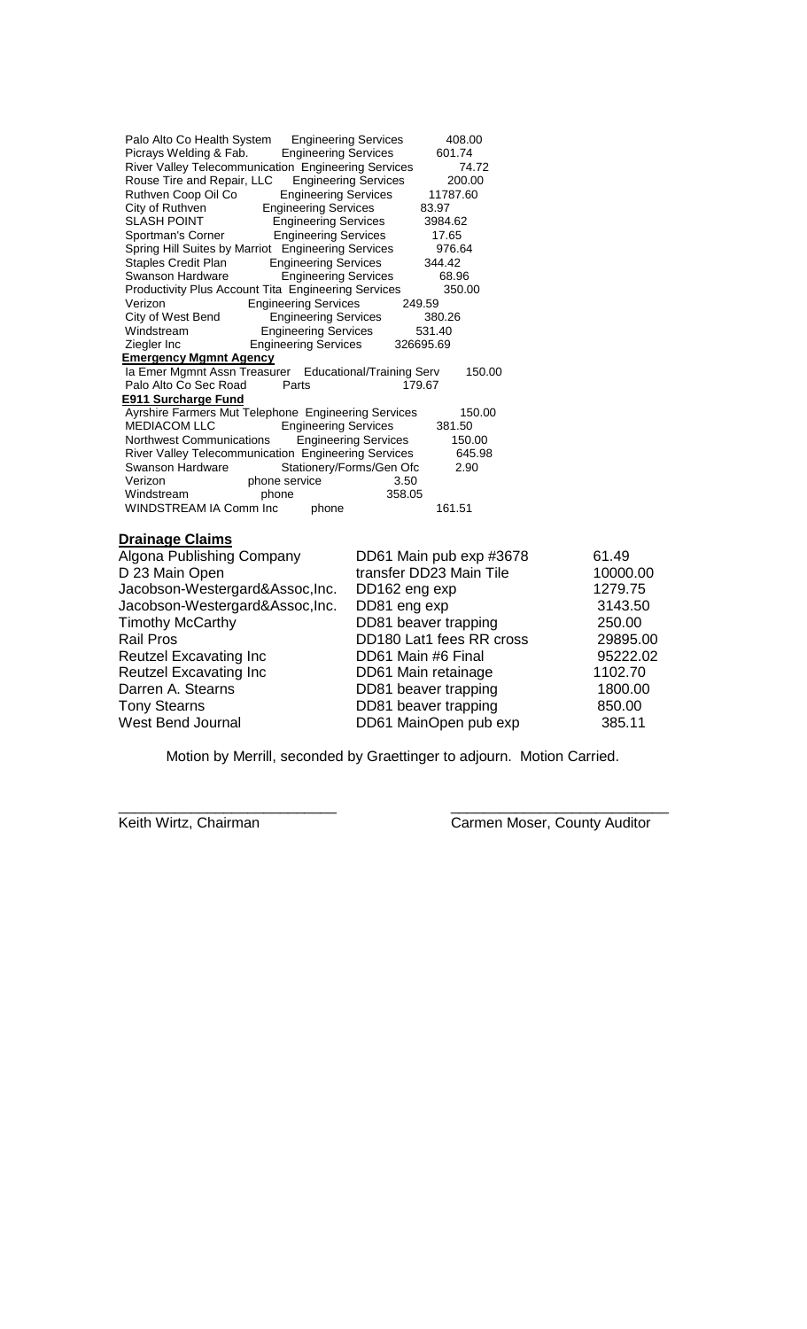| | | |
|---|---|---|
| Palo Alto Co Health System | Engineering Services | 408.00 |
| Picrays Welding & Fab. | Engineering Services | 601.74 |
| River Valley Telecommunication | Engineering Services | 74.72 |
| Rouse Tire and Repair, LLC | Engineering Services | 200.00 |
| Ruthven Coop Oil Co | Engineering Services | 11787.60 |
| City of Ruthven | Engineering Services | 83.97 |
| SLASH POINT | Engineering Services | 3984.62 |
| Sportman's Corner | Engineering Services | 17.65 |
| Spring Hill Suites by Marriot | Engineering Services | 976.64 |
| Staples Credit Plan | Engineering Services | 344.42 |
| Swanson Hardware | Engineering Services | 68.96 |
| Productivity Plus Account Tita | Engineering Services | 350.00 |
| Verizon | Engineering Services | 249.59 |
| City of West Bend | Engineering Services | 380.26 |
| Windstream | Engineering Services | 531.40 |
| Ziegler Inc | Engineering Services | 326695.69 |

**Emergency Mgmnt Agency**

| | | |
|---|---|---|
| Ia Emer Mgmnt Assn Treasurer | Educational/Training Serv | 150.00 |
| Palo Alto Co Sec Road | Parts | 179.67 |

**E911 Surcharge Fund**

| | | |
|---|---|---|
| Ayrshire Farmers Mut Telephone | Engineering Services | 150.00 |
| MEDIACOM LLC | Engineering Services | 381.50 |
| Northwest Communications | Engineering Services | 150.00 |
| River Valley Telecommunication | Engineering Services | 645.98 |
| Swanson Hardware | Stationery/Forms/Gen Ofc | 2.90 |
| Verizon | phone service | 3.50 |
| Windstream | phone | 358.05 |
| WINDSTREAM IA Comm Inc | phone | 161.51 |

## Drainage Claims

| | | |
|---|---|---|
| Algona Publishing Company | DD61 Main pub exp #3678 | 61.49 |
| D 23 Main Open | transfer DD23 Main Tile | 10000.00 |
| Jacobson-Westergard&Assoc,Inc. | DD162 eng exp | 1279.75 |
| Jacobson-Westergard&Assoc,Inc. | DD81 eng exp | 3143.50 |
| Timothy McCarthy | DD81 beaver trapping | 250.00 |
| Rail Pros | DD180 Lat1 fees RR cross | 29895.00 |
| Reutzel Excavating Inc | DD61 Main #6 Final | 95222.02 |
| Reutzel Excavating Inc | DD61 Main retainage | 1102.70 |
| Darren A. Stearns | DD81 beaver trapping | 1800.00 |
| Tony Stearns | DD81 beaver trapping | 850.00 |
| West Bend Journal | DD61 MainOpen pub exp | 385.11 |

Motion by Merrill, seconded by Graettinger to adjourn. Motion Carried.

\_\_\_\_\_\_\_\_\_\_\_\_\_\_\_\_\_\_\_\_\_\_\_\_\_\_ \_\_\_\_\_\_\_\_\_\_\_\_\_\_\_\_\_\_\_\_\_\_\_\_\_\_

Keith Wirtz, Chairman Carmen Moser, County Auditor